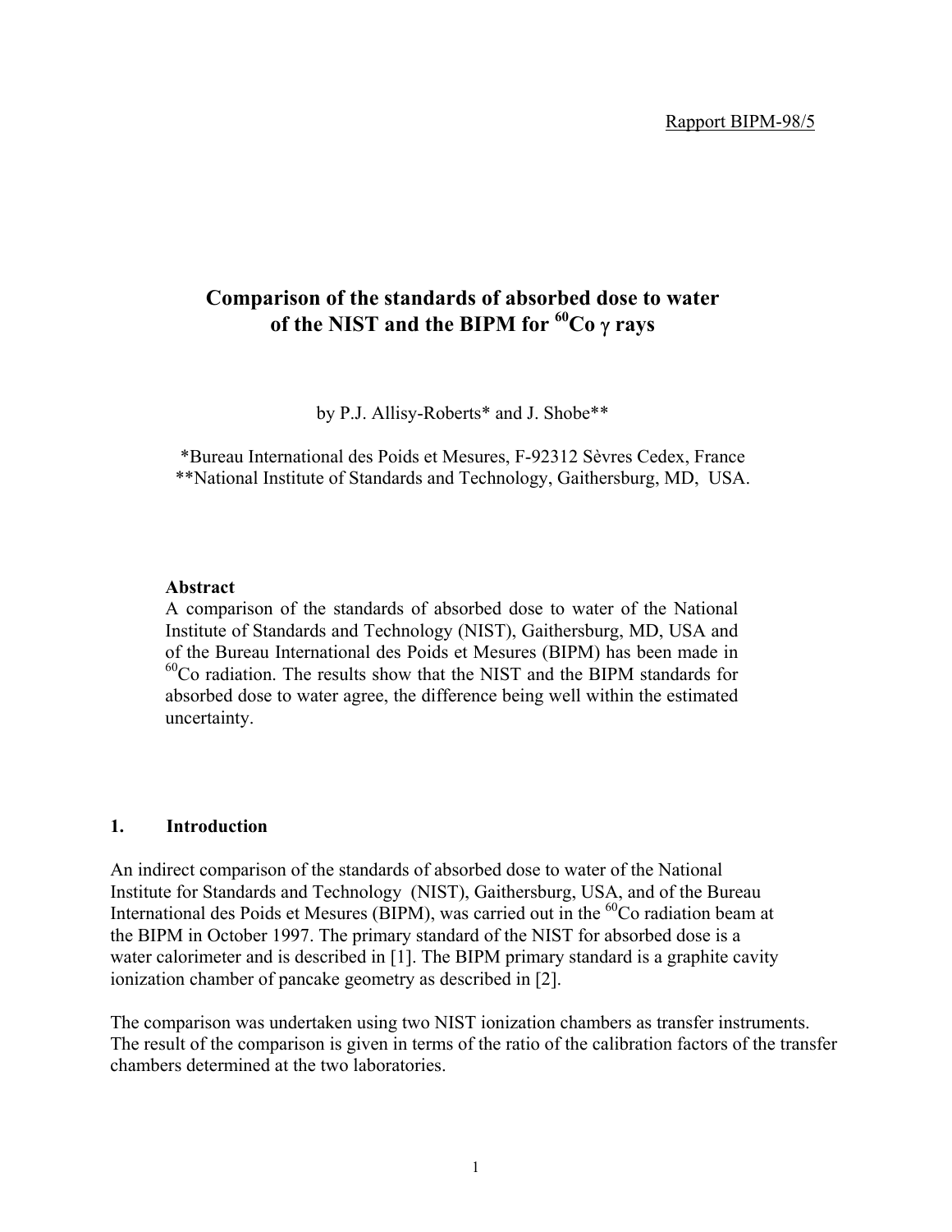Rapport BIPM-98/5

# Comparison of the standards of absorbed dose to water of the NIST and the BIPM for $^{60}$Co $\gamma$ rays

by P.J. Allisy-Roberts* and J. Shobe**

*Bureau International des Poids et Mesures, F-92312 Sèvres Cedex, France
**National Institute of Standards and Technology, Gaithersburg, MD, USA.

**Abstract**

A comparison of the standards of absorbed dose to water of the National Institute of Standards and Technology (NIST), Gaithersburg, MD, USA and of the Bureau International des Poids et Mesures (BIPM) has been made in $^{60}$Co radiation. The results show that the NIST and the BIPM standards for absorbed dose to water agree, the difference being well within the estimated uncertainty.

## 1. Introduction

An indirect comparison of the standards of absorbed dose to water of the National Institute for Standards and Technology (NIST), Gaithersburg, USA, and of the Bureau International des Poids et Mesures (BIPM), was carried out in the $^{60}$Co radiation beam at the BIPM in October 1997. The primary standard of the NIST for absorbed dose is a water calorimeter and is described in [1]. The BIPM primary standard is a graphite cavity ionization chamber of pancake geometry as described in [2].

The comparison was undertaken using two NIST ionization chambers as transfer instruments. The result of the comparison is given in terms of the ratio of the calibration factors of the transfer chambers determined at the two laboratories.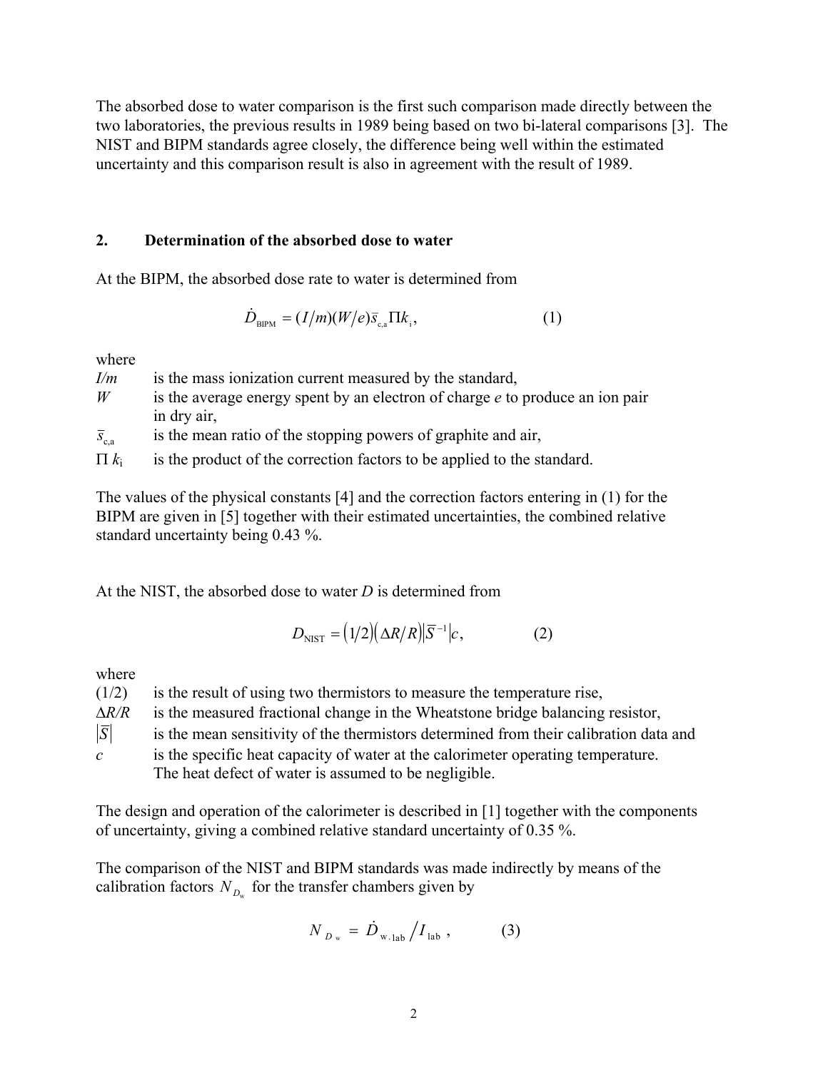The absorbed dose to water comparison is the first such comparison made directly between the two laboratories, the previous results in 1989 being based on two bi-lateral comparisons [3]. The NIST and BIPM standards agree closely, the difference being well within the estimated uncertainty and this comparison result is also in agreement with the result of 1989.

## 2. Determination of the absorbed dose to water

At the BIPM, the absorbed dose rate to water is determined from

$$\dot{D}_{\mathrm{BIPM}} = (I/m)(W/e)\bar{s}_{\mathrm{c,a}}\Pi k_{\mathrm{i}}, \qquad (1)$$

where

- $I/m$ is the mass ionization current measured by the standard,
- $W$ is the average energy spent by an electron of charge $e$ to produce an ion pair in dry air,
- $\bar{s}_{\mathrm{c,a}}$ is the mean ratio of the stopping powers of graphite and air,
- $\Pi\, k_{\mathrm{i}}$ is the product of the correction factors to be applied to the standard.

The values of the physical constants [4] and the correction factors entering in (1) for the BIPM are given in [5] together with their estimated uncertainties, the combined relative standard uncertainty being 0.43 %.

At the NIST, the absorbed dose to water $D$ is determined from

$$D_{\mathrm{NIST}} = (1/2)(\Delta R/R)\left|\bar{S}^{-1}\right|c, \qquad (2)$$

where

- $(1/2)$ is the result of using two thermistors to measure the temperature rise,
- $\Delta R/R$ is the measured fractional change in the Wheatstone bridge balancing resistor,
- $\left|\bar{S}\right|$ is the mean sensitivity of the thermistors determined from their calibration data and
- $c$ is the specific heat capacity of water at the calorimeter operating temperature. The heat defect of water is assumed to be negligible.

The design and operation of the calorimeter is described in [1] together with the components of uncertainty, giving a combined relative standard uncertainty of 0.35 %.

The comparison of the NIST and BIPM standards was made indirectly by means of the calibration factors $N_{D_{\mathrm{w}}}$ for the transfer chambers given by

$$N_{D_{\mathrm{w}}} = \dot{D}_{\mathrm{w,lab}}/I_{\mathrm{lab}}, \qquad (3)$$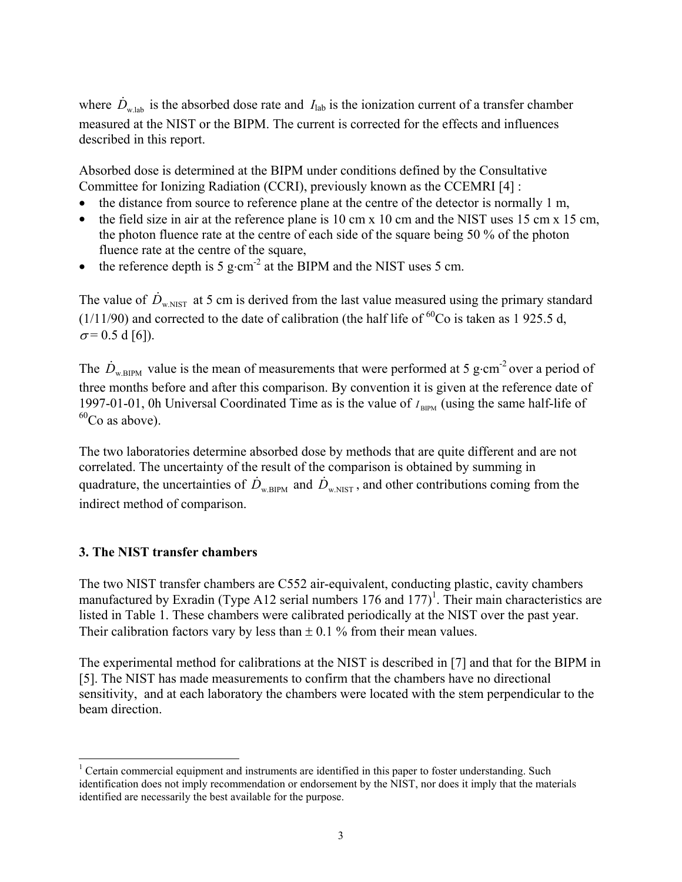where $\dot{D}_{\mathrm{w.lab}}$ is the absorbed dose rate and $I_{\mathrm{lab}}$ is the ionization current of a transfer chamber measured at the NIST or the BIPM. The current is corrected for the effects and influences described in this report.

Absorbed dose is determined at the BIPM under conditions defined by the Consultative Committee for Ionizing Radiation (CCRI), previously known as the CCEMRI [4] :

- the distance from source to reference plane at the centre of the detector is normally 1 m,
- the field size in air at the reference plane is 10 cm x 10 cm and the NIST uses 15 cm x 15 cm, the photon fluence rate at the centre of each side of the square being 50 % of the photon fluence rate at the centre of the square,
- the reference depth is 5 g·cm$^{-2}$ at the BIPM and the NIST uses 5 cm.

The value of $\dot{D}_{\mathrm{w.NIST}}$ at 5 cm is derived from the last value measured using the primary standard (1/11/90) and corrected to the date of calibration (the half life of $^{60}$Co is taken as 1 925.5 d, $\sigma$ = 0.5 d [6]).

The $\dot{D}_{\mathrm{w.BIPM}}$ value is the mean of measurements that were performed at 5 g·cm$^{-2}$ over a period of three months before and after this comparison. By convention it is given at the reference date of 1997-01-01, 0h Universal Coordinated Time as is the value of $I_{\mathrm{BIPM}}$ (using the same half-life of $^{60}$Co as above).

The two laboratories determine absorbed dose by methods that are quite different and are not correlated. The uncertainty of the result of the comparison is obtained by summing in quadrature, the uncertainties of $\dot{D}_{\mathrm{w.BIPM}}$ and $\dot{D}_{\mathrm{w.NIST}}$, and other contributions coming from the indirect method of comparison.

## 3. The NIST transfer chambers

The two NIST transfer chambers are C552 air-equivalent, conducting plastic, cavity chambers manufactured by Exradin (Type A12 serial numbers 176 and 177)[1]. Their main characteristics are listed in Table 1. These chambers were calibrated periodically at the NIST over the past year. Their calibration factors vary by less than ± 0.1 % from their mean values.

The experimental method for calibrations at the NIST is described in [7] and that for the BIPM in [5]. The NIST has made measurements to confirm that the chambers have no directional sensitivity, and at each laboratory the chambers were located with the stem perpendicular to the beam direction.

[1] Certain commercial equipment and instruments are identified in this paper to foster understanding. Such identification does not imply recommendation or endorsement by the NIST, nor does it imply that the materials identified are necessarily the best available for the purpose.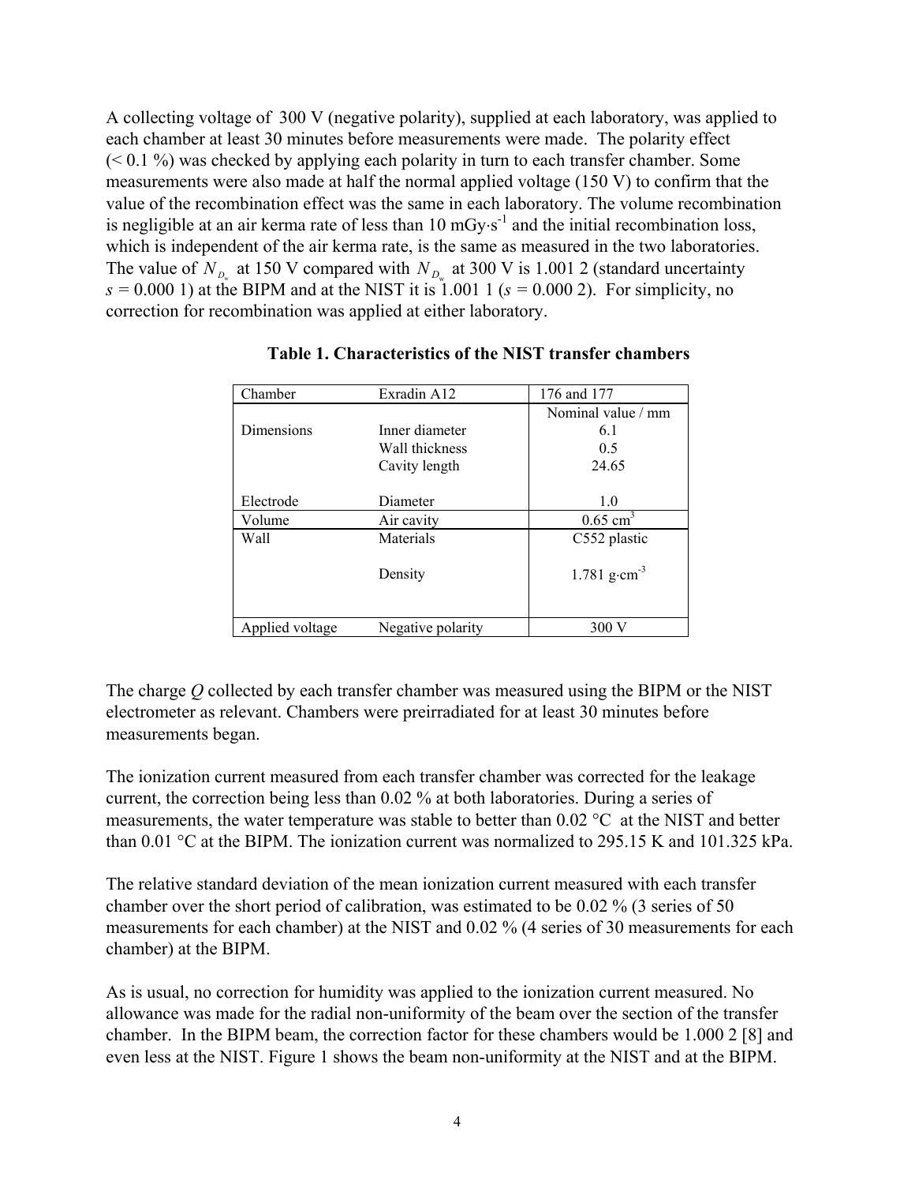A collecting voltage of 300 V (negative polarity), supplied at each laboratory, was applied to each chamber at least 30 minutes before measurements were made. The polarity effect (< 0.1 %) was checked by applying each polarity in turn to each transfer chamber. Some measurements were also made at half the normal applied voltage (150 V) to confirm that the value of the recombination effect was the same in each laboratory. The volume recombination is negligible at an air kerma rate of less than 10 mGy·s$^{-1}$ and the initial recombination loss, which is independent of the air kerma rate, is the same as measured in the two laboratories. The value of $N_{D_w}$ at 150 V compared with $N_{D_w}$ at 300 V is 1.001 2 (standard uncertainty $s$ = 0.000 1) at the BIPM and at the NIST it is 1.001 1 ($s$ = 0.000 2). For simplicity, no correction for recombination was applied at either laboratory.

**Table 1. Characteristics of the NIST transfer chambers**

| Chamber | Exradin A12 | 176 and 177 |
|---|---|---|
| | | Nominal value / mm |
| Dimensions | Inner diameter | 6.1 |
| | Wall thickness | 0.5 |
| | Cavity length | 24.65 |
| Electrode | Diameter | 1.0 |
| Volume | Air cavity | 0.65 cm$^3$ |
| Wall | Materials | C552 plastic |
| | Density | 1.781 g·cm$^{-3}$ |
| Applied voltage | Negative polarity | 300 V |

The charge $Q$ collected by each transfer chamber was measured using the BIPM or the NIST electrometer as relevant. Chambers were preirradiated for at least 30 minutes before measurements began.

The ionization current measured from each transfer chamber was corrected for the leakage current, the correction being less than 0.02 % at both laboratories. During a series of measurements, the water temperature was stable to better than 0.02 °C at the NIST and better than 0.01 °C at the BIPM. The ionization current was normalized to 295.15 K and 101.325 kPa.

The relative standard deviation of the mean ionization current measured with each transfer chamber over the short period of calibration, was estimated to be 0.02 % (3 series of 50 measurements for each chamber) at the NIST and 0.02 % (4 series of 30 measurements for each chamber) at the BIPM.

As is usual, no correction for humidity was applied to the ionization current measured. No allowance was made for the radial non-uniformity of the beam over the section of the transfer chamber. In the BIPM beam, the correction factor for these chambers would be 1.000 2 [8] and even less at the NIST. Figure 1 shows the beam non-uniformity at the NIST and at the BIPM.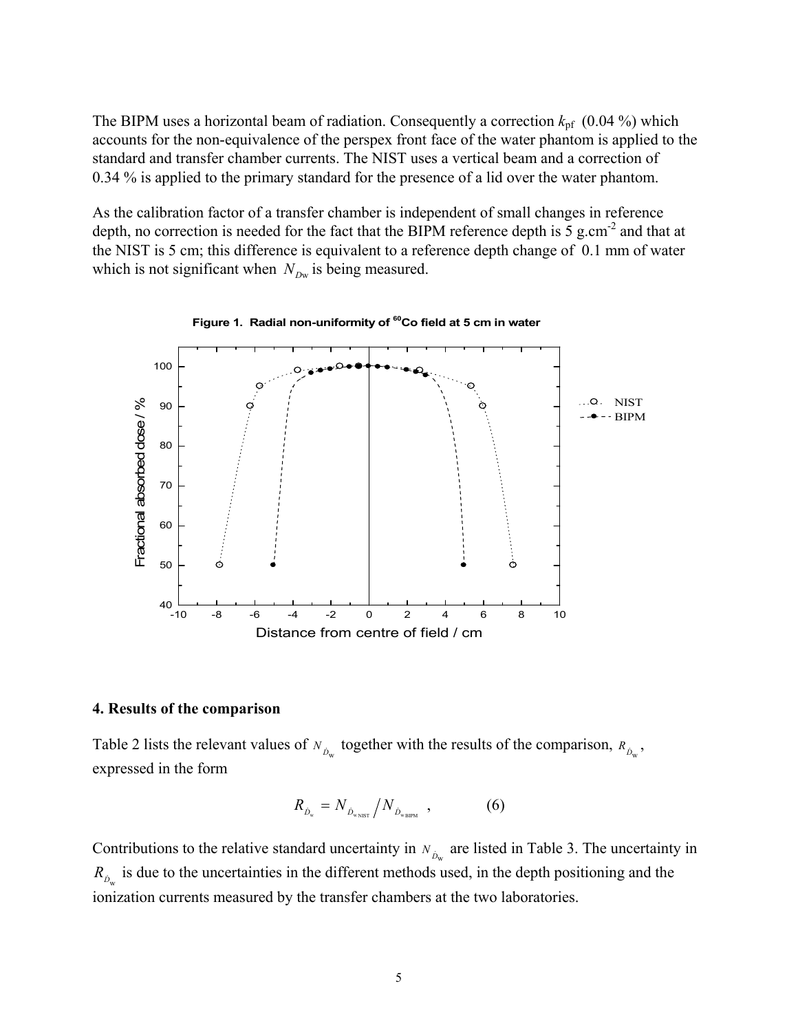The BIPM uses a horizontal beam of radiation. Consequently a correction $k_{\mathrm{pf}}$ (0.04 %) which accounts for the non-equivalence of the perspex front face of the water phantom is applied to the standard and transfer chamber currents. The NIST uses a vertical beam and a correction of 0.34 % is applied to the primary standard for the presence of a lid over the water phantom.

As the calibration factor of a transfer chamber is independent of small changes in reference depth, no correction is needed for the fact that the BIPM reference depth is 5 g.cm$^{-2}$ and that at the NIST is 5 cm; this difference is equivalent to a reference depth change of 0.1 mm of water which is not significant when $N_{D\mathrm{w}}$ is being measured.

**Figure 1. Radial non-uniformity of $^{60}$Co field at 5 cm in water**

## 4. Results of the comparison

Table 2 lists the relevant values of $N_{\dot{D}_\mathrm{w}}$ together with the results of the comparison, $R_{\dot{D}_\mathrm{w}}$, expressed in the form

$$R_{\dot{D}_\mathrm{w}} = N_{\dot{D}_{\mathrm{w\,NIST}}} \big/ N_{\dot{D}_{\mathrm{w\,BIPM}}} \;, \qquad (6)$$

Contributions to the relative standard uncertainty in $N_{\dot{D}_\mathrm{w}}$ are listed in Table 3. The uncertainty in $R_{\dot{D}_\mathrm{w}}$ is due to the uncertainties in the different methods used, in the depth positioning and the ionization currents measured by the transfer chambers at the two laboratories.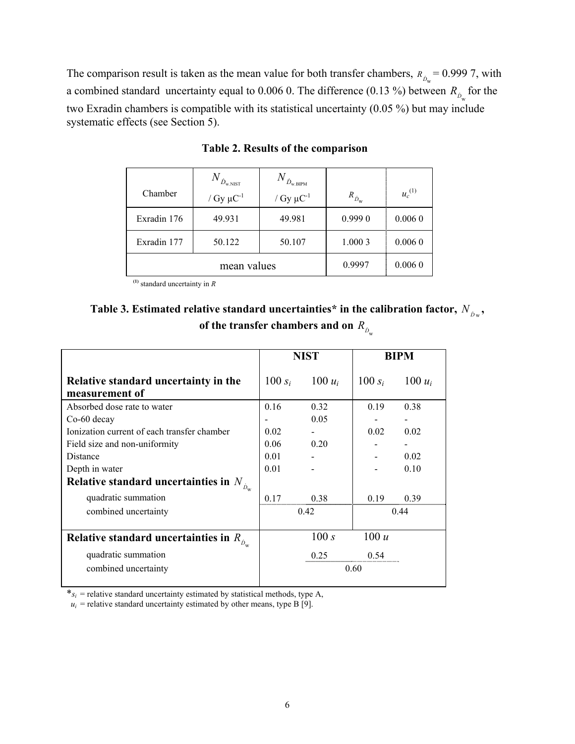The comparison result is taken as the mean value for both transfer chambers, $R_{\dot{D}_w}$ = 0.999 7, with a combined standard uncertainty equal to 0.006 0. The difference (0.13 %) between $R_{\dot{D}_w}$ for the two Exradin chambers is compatible with its statistical uncertainty (0.05 %) but may include systematic effects (see Section 5).

**Table 2. Results of the comparison**

| Chamber | $N_{\dot{D}_{w,NIST}}$ / Gy µC$^{-1}$ | $N_{\dot{D}_{w,BIPM}}$ / Gy µC$^{-1}$ | $R_{\dot{D}_w}$ | $u_c$ (1) |
|---|---|---|---|---|
| Exradin 176 | 49.931 | 49.981 | 0.999 0 | 0.006 0 |
| Exradin 177 | 50.122 | 50.107 | 1.000 3 | 0.006 0 |
| mean values | | | 0.9997 | 0.006 0 |

(1) standard uncertainty in *R*

**Table 3. Estimated relative standard uncertainties* in the calibration factor, $N_{\dot{D}_w}$, of the transfer chambers and on $R_{\dot{D}_w}$**

| | NIST | | BIPM | |
|---|---|---|---|---|
| **Relative standard uncertainty in the measurement of** | $100\, s_i$ | $100\, u_i$ | $100\, s_i$ | $100\, u_i$ |
| Absorbed dose rate to water | 0.16 | 0.32 | 0.19 | 0.38 |
| Co-60 decay | - | 0.05 | - | - |
| Ionization current of each transfer chamber | 0.02 | - | 0.02 | 0.02 |
| Field size and non-uniformity | 0.06 | 0.20 | - | - |
| Distance | 0.01 | - | - | 0.02 |
| Depth in water | 0.01 | - | - | 0.10 |
| **Relative standard uncertainties in $N_{\dot{D}_w}$** | | | | |
| quadratic summation | 0.17 | 0.38 | 0.19 | 0.39 |
| combined uncertainty | 0.42 | | 0.44 | |
| **Relative standard uncertainties in $R_{\dot{D}_w}$** | $100\, s$ | | $100\, u$ | |
| quadratic summation | 0.25 | | 0.54 | |
| combined uncertainty | 0.60 | | | |

*$s_i$ = relative standard uncertainty estimated by statistical methods, type A,
$u_i$ = relative standard uncertainty estimated by other means, type B [9].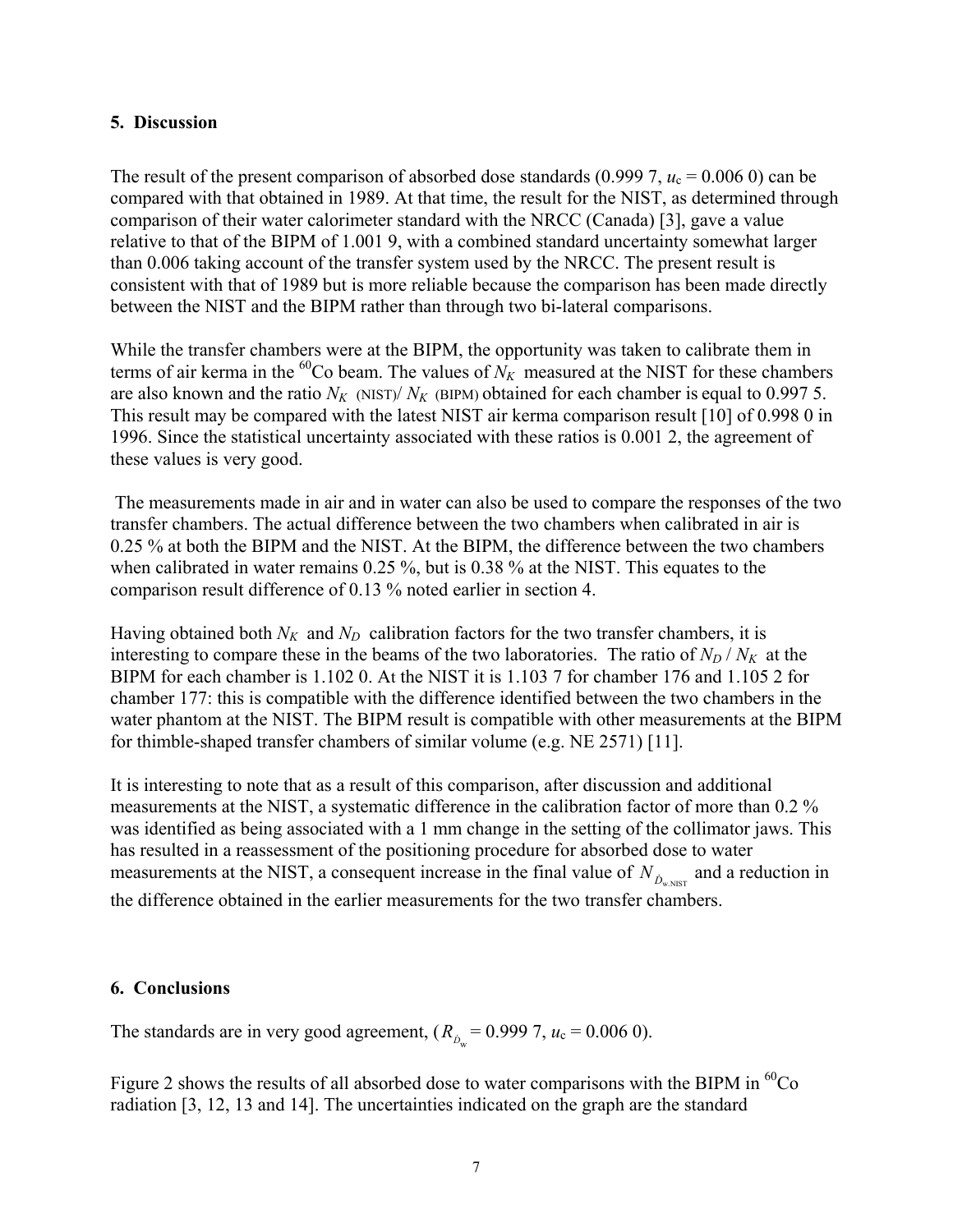## 5. Discussion

The result of the present comparison of absorbed dose standards (0.999 7, $u_c$ = 0.006 0) can be compared with that obtained in 1989. At that time, the result for the NIST, as determined through comparison of their water calorimeter standard with the NRCC (Canada) [3], gave a value relative to that of the BIPM of 1.001 9, with a combined standard uncertainty somewhat larger than 0.006 taking account of the transfer system used by the NRCC. The present result is consistent with that of 1989 but is more reliable because the comparison has been made directly between the NIST and the BIPM rather than through two bi-lateral comparisons.

While the transfer chambers were at the BIPM, the opportunity was taken to calibrate them in terms of air kerma in the $^{60}$Co beam. The values of $N_K$ measured at the NIST for these chambers are also known and the ratio $N_K$ (NIST)/ $N_K$ (BIPM) obtained for each chamber is equal to 0.997 5. This result may be compared with the latest NIST air kerma comparison result [10] of 0.998 0 in 1996. Since the statistical uncertainty associated with these ratios is 0.001 2, the agreement of these values is very good.

The measurements made in air and in water can also be used to compare the responses of the two transfer chambers. The actual difference between the two chambers when calibrated in air is 0.25 % at both the BIPM and the NIST. At the BIPM, the difference between the two chambers when calibrated in water remains 0.25 %, but is 0.38 % at the NIST. This equates to the comparison result difference of 0.13 % noted earlier in section 4.

Having obtained both $N_K$ and $N_D$ calibration factors for the two transfer chambers, it is interesting to compare these in the beams of the two laboratories. The ratio of $N_D / N_K$ at the BIPM for each chamber is 1.102 0. At the NIST it is 1.103 7 for chamber 176 and 1.105 2 for chamber 177: this is compatible with the difference identified between the two chambers in the water phantom at the NIST. The BIPM result is compatible with other measurements at the BIPM for thimble-shaped transfer chambers of similar volume (e.g. NE 2571) [11].

It is interesting to note that as a result of this comparison, after discussion and additional measurements at the NIST, a systematic difference in the calibration factor of more than 0.2 % was identified as being associated with a 1 mm change in the setting of the collimator jaws. This has resulted in a reassessment of the positioning procedure for absorbed dose to water measurements at the NIST, a consequent increase in the final value of $N_{\dot{D}_{\mathrm{w}},\mathrm{NIST}}$ and a reduction in the difference obtained in the earlier measurements for the two transfer chambers.

## 6. Conclusions

The standards are in very good agreement, ($R_{\dot{D}_{\mathrm{w}}}$ = 0.999 7, $u_c$ = 0.006 0).

Figure 2 shows the results of all absorbed dose to water comparisons with the BIPM in $^{60}$Co radiation [3, 12, 13 and 14]. The uncertainties indicated on the graph are the standard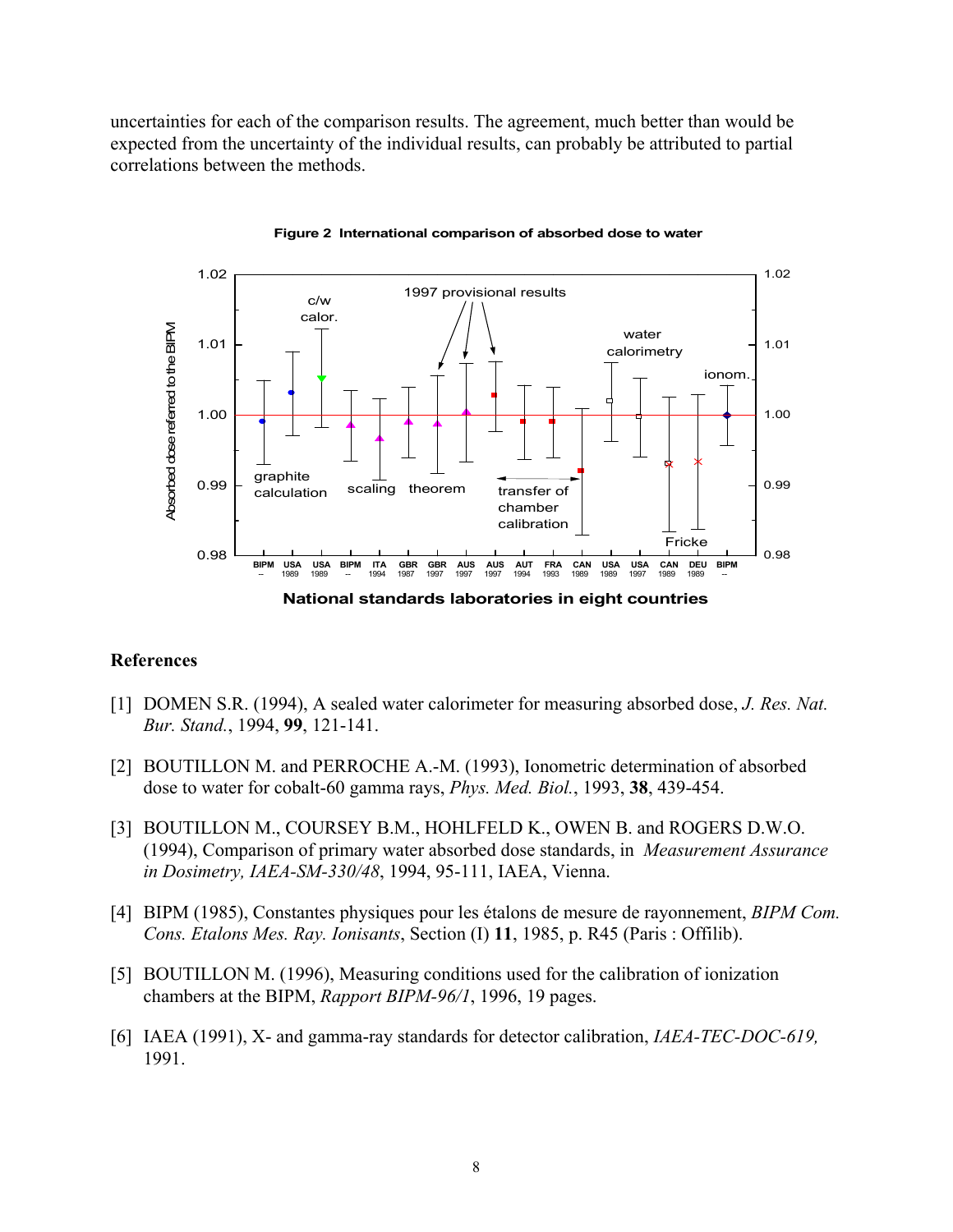uncertainties for each of the comparison results. The agreement, much better than would be expected from the uncertainty of the individual results, can probably be attributed to partial correlations between the methods.

**Figure 2 International comparison of absorbed dose to water**

## References

[1] DOMEN S.R. (1994), A sealed water calorimeter for measuring absorbed dose, *J. Res. Nat. Bur. Stand.*, 1994, **99**, 121-141.

[2] BOUTILLON M. and PERROCHE A.-M. (1993), Ionometric determination of absorbed dose to water for cobalt-60 gamma rays, *Phys. Med. Biol.*, 1993, **38**, 439-454.

[3] BOUTILLON M., COURSEY B.M., HOHLFELD K., OWEN B. and ROGERS D.W.O. (1994), Comparison of primary water absorbed dose standards, in *Measurement Assurance in Dosimetry, IAEA-SM-330/48*, 1994, 95-111, IAEA, Vienna.

[4] BIPM (1985), Constantes physiques pour les étalons de mesure de rayonnement, *BIPM Com. Cons. Etalons Mes. Ray. Ionisants*, Section (I) **11**, 1985, p. R45 (Paris : Offilib).

[5] BOUTILLON M. (1996), Measuring conditions used for the calibration of ionization chambers at the BIPM, *Rapport BIPM-96/1*, 1996, 19 pages.

[6] IAEA (1991), X- and gamma-ray standards for detector calibration, *IAEA-TEC-DOC-619,* 1991.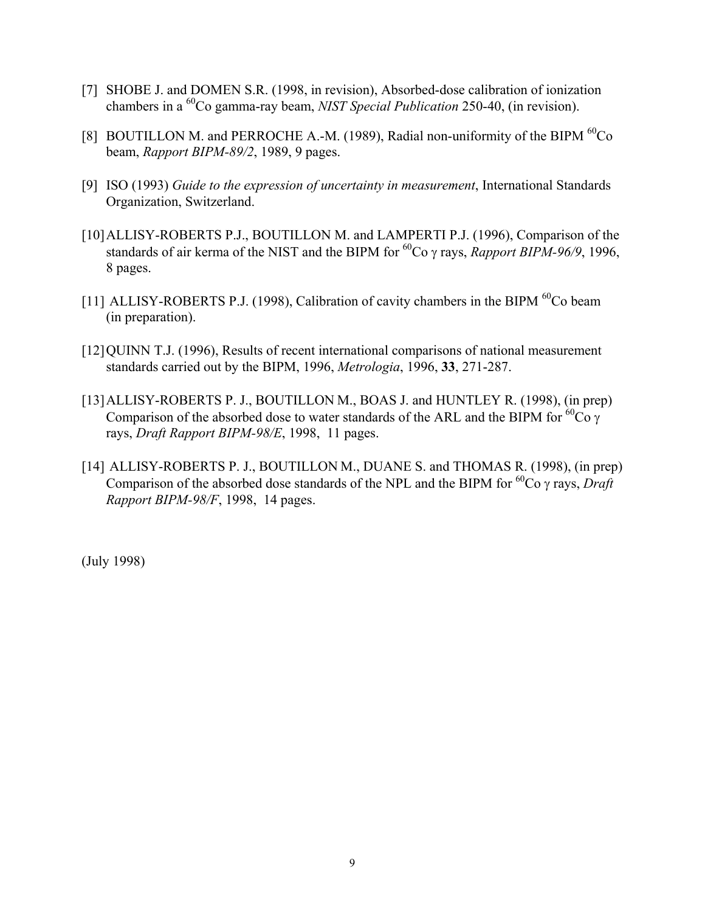[7] SHOBE J. and DOMEN S.R. (1998, in revision), Absorbed-dose calibration of ionization chambers in a $^{60}$Co gamma-ray beam, *NIST Special Publication* 250-40, (in revision).

[8] BOUTILLON M. and PERROCHE A.-M. (1989), Radial non-uniformity of the BIPM $^{60}$Co beam, *Rapport BIPM-89/2*, 1989, 9 pages.

[9] ISO (1993) *Guide to the expression of uncertainty in measurement*, International Standards Organization, Switzerland.

[10] ALLISY-ROBERTS P.J., BOUTILLON M. and LAMPERTI P.J. (1996), Comparison of the standards of air kerma of the NIST and the BIPM for $^{60}$Co $\gamma$ rays, *Rapport BIPM-96/9*, 1996, 8 pages.

[11] ALLISY-ROBERTS P.J. (1998), Calibration of cavity chambers in the BIPM $^{60}$Co beam (in preparation).

[12] QUINN T.J. (1996), Results of recent international comparisons of national measurement standards carried out by the BIPM, 1996, *Metrologia*, 1996, **33**, 271-287.

[13] ALLISY-ROBERTS P. J., BOUTILLON M., BOAS J. and HUNTLEY R. (1998), (in prep) Comparison of the absorbed dose to water standards of the ARL and the BIPM for $^{60}$Co $\gamma$ rays, *Draft Rapport BIPM-98/E*, 1998, 11 pages.

[14] ALLISY-ROBERTS P. J., BOUTILLON M., DUANE S. and THOMAS R. (1998), (in prep) Comparison of the absorbed dose standards of the NPL and the BIPM for $^{60}$Co $\gamma$ rays, *Draft Rapport BIPM-98/F*, 1998, 14 pages.

(July 1998)